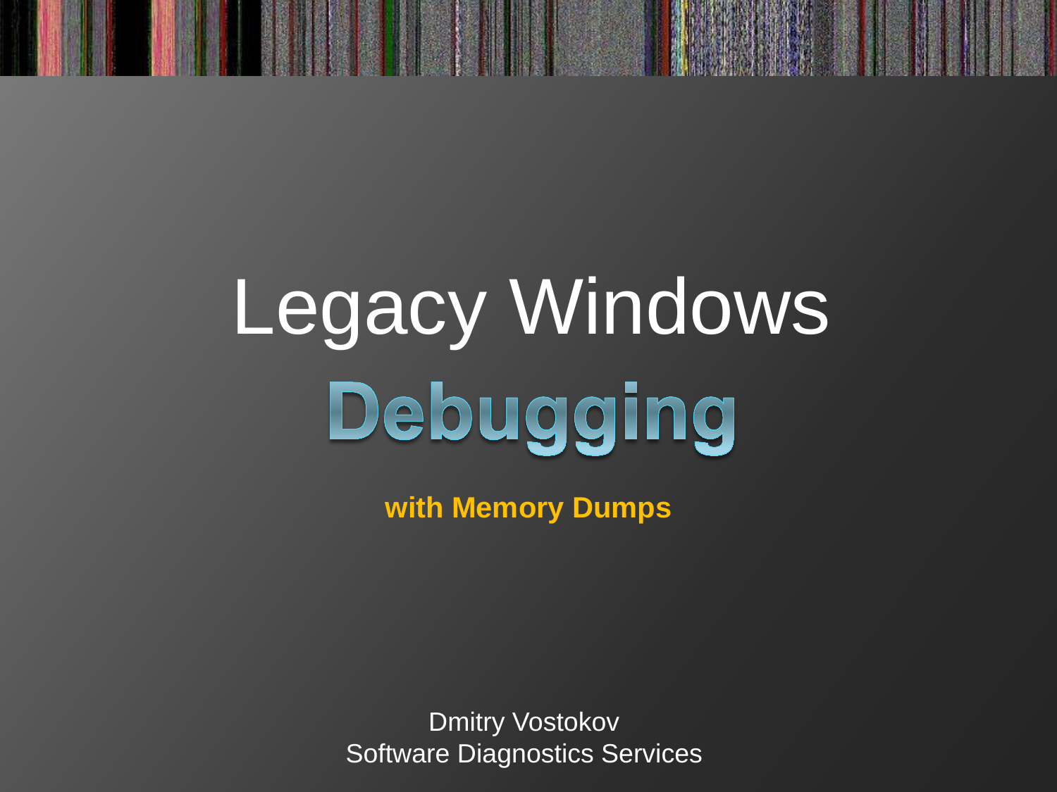# Legacy Windows Debugging

**with Memory Dumps**

Dmitry Vostokov
Software Diagnostics Services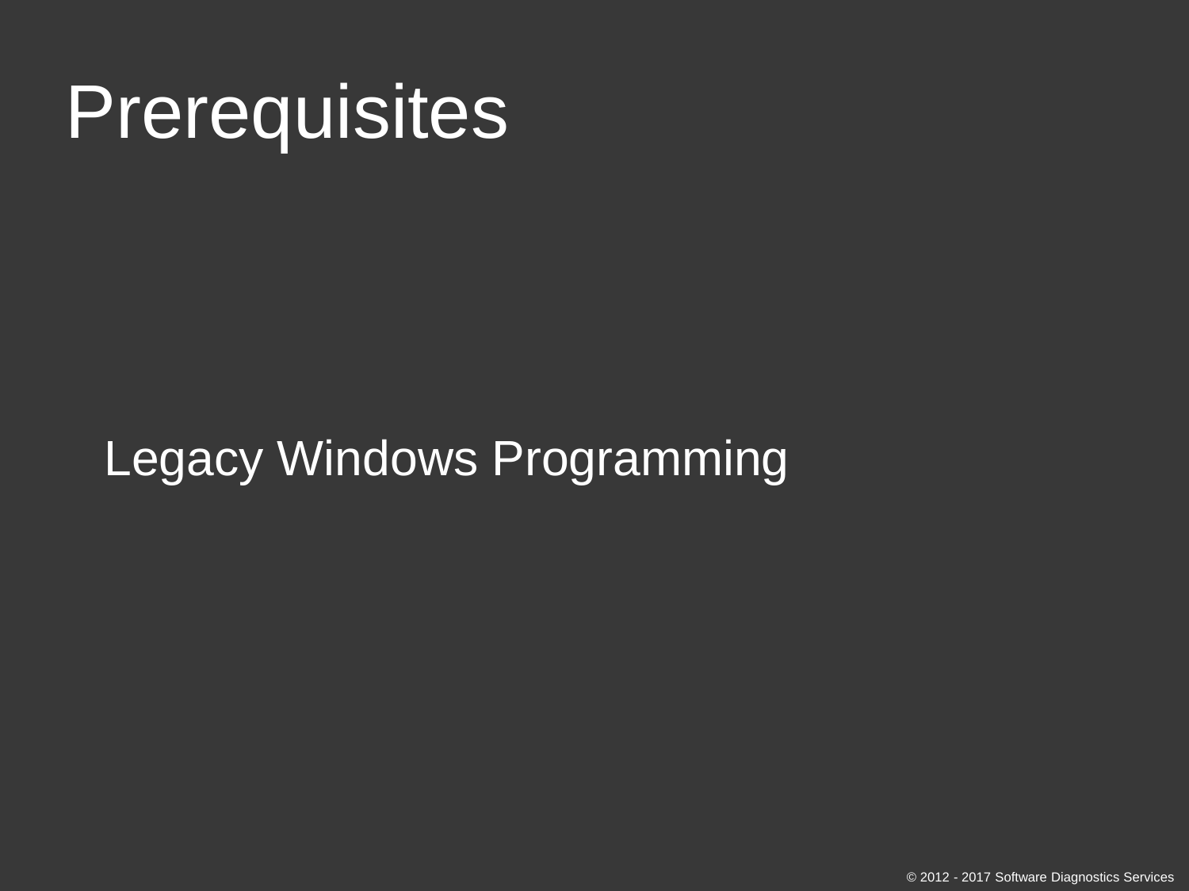# Prerequisites

Legacy Windows Programming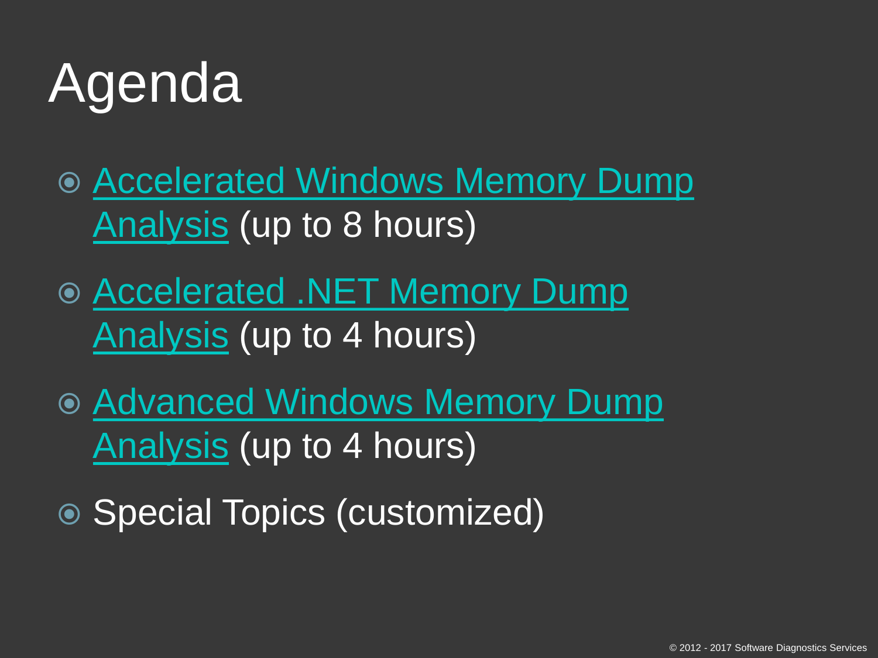# Agenda

- Accelerated Windows Memory Dump Analysis (up to 8 hours)
- Accelerated .NET Memory Dump Analysis (up to 4 hours)
- Advanced Windows Memory Dump Analysis (up to 4 hours)
- Special Topics (customized)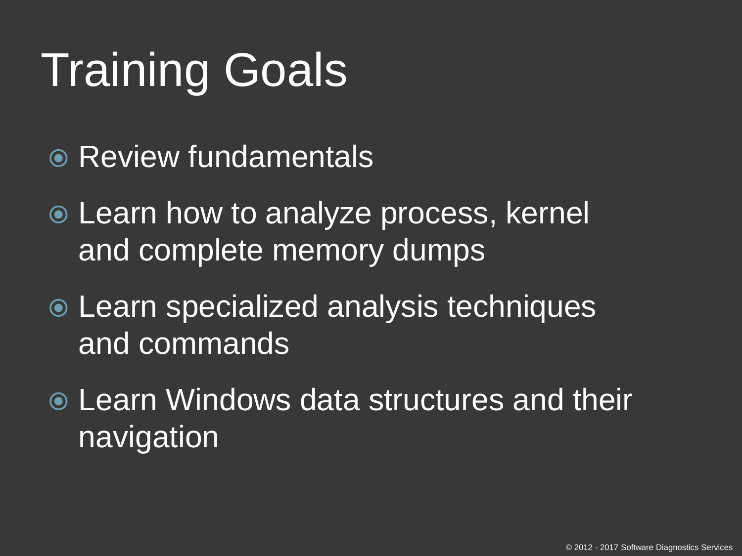# Training Goals

- Review fundamentals
- Learn how to analyze process, kernel and complete memory dumps
- Learn specialized analysis techniques and commands
- Learn Windows data structures and their navigation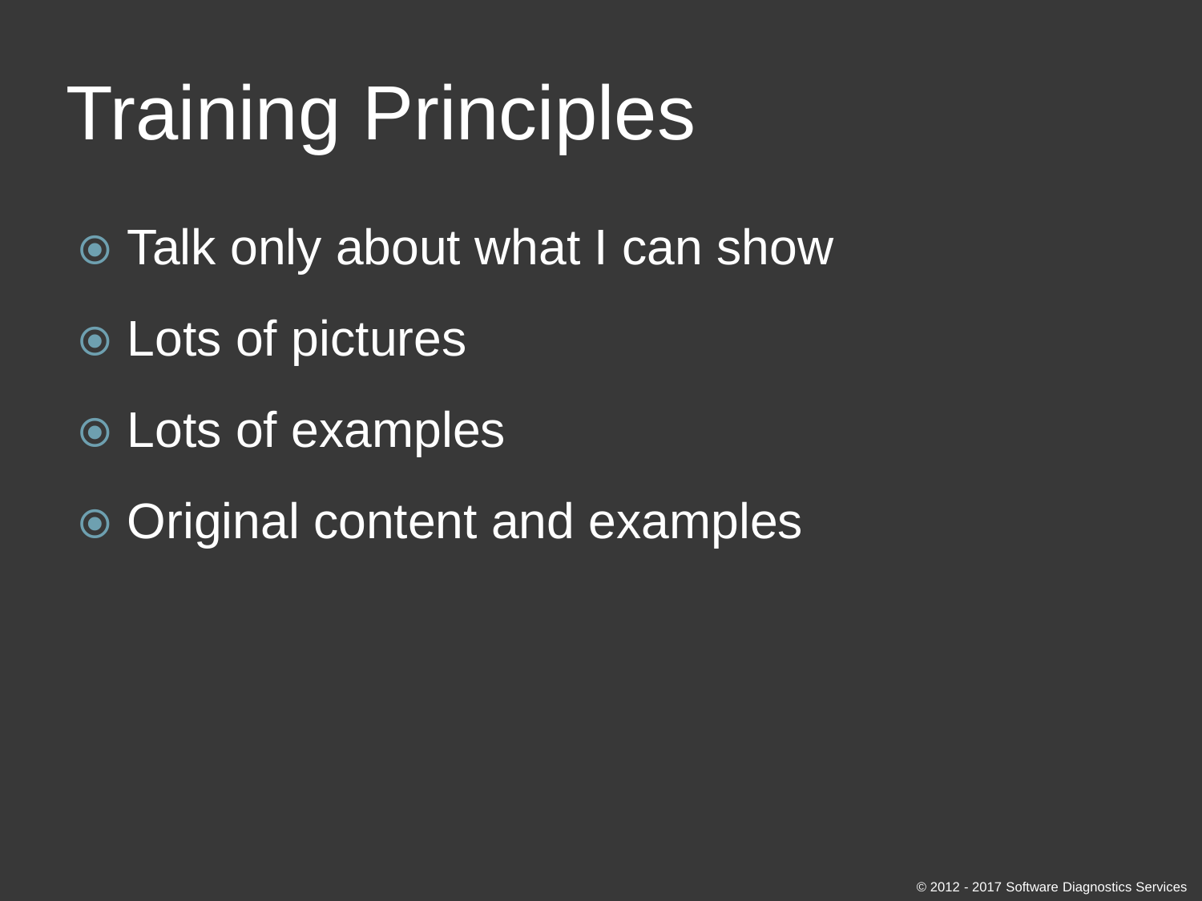# Training Principles

- Talk only about what I can show
- Lots of pictures
- Lots of examples
- Original content and examples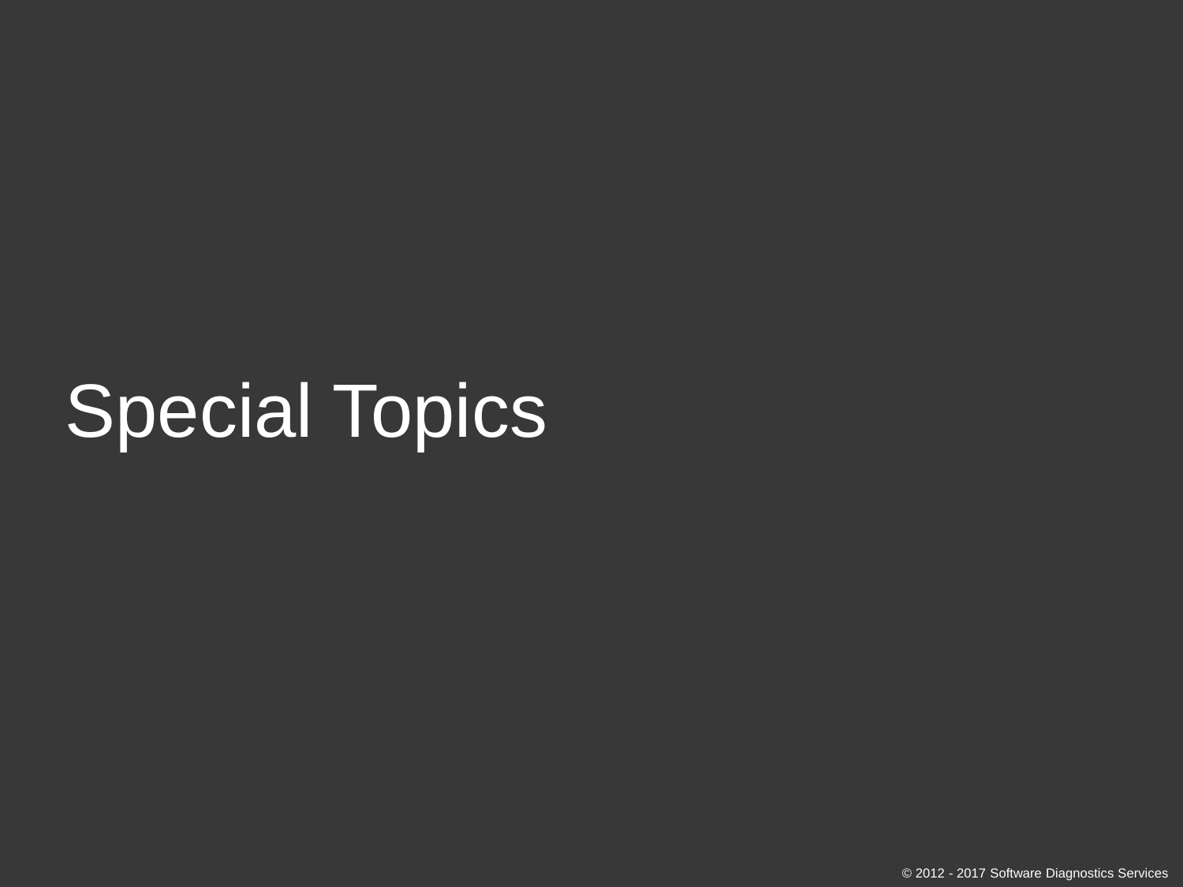# Special Topics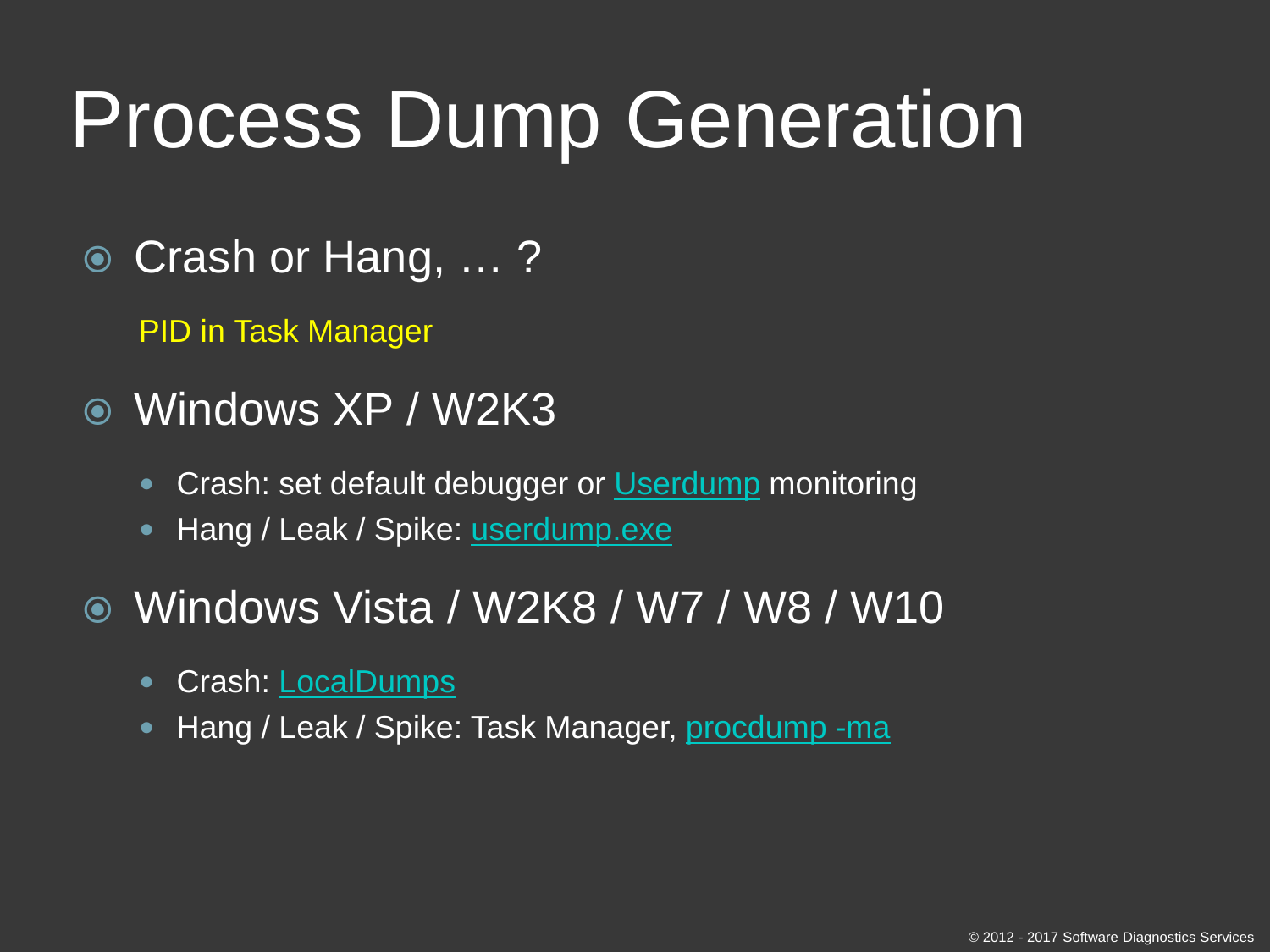# Process Dump Generation

- Crash or Hang, … ?

  PID in Task Manager

- Windows XP / W2K3
  - Crash: set default debugger or Userdump monitoring
  - Hang / Leak / Spike: userdump.exe

- Windows Vista / W2K8 / W7 / W8 / W10
  - Crash: LocalDumps
  - Hang / Leak / Spike: Task Manager, procdump -ma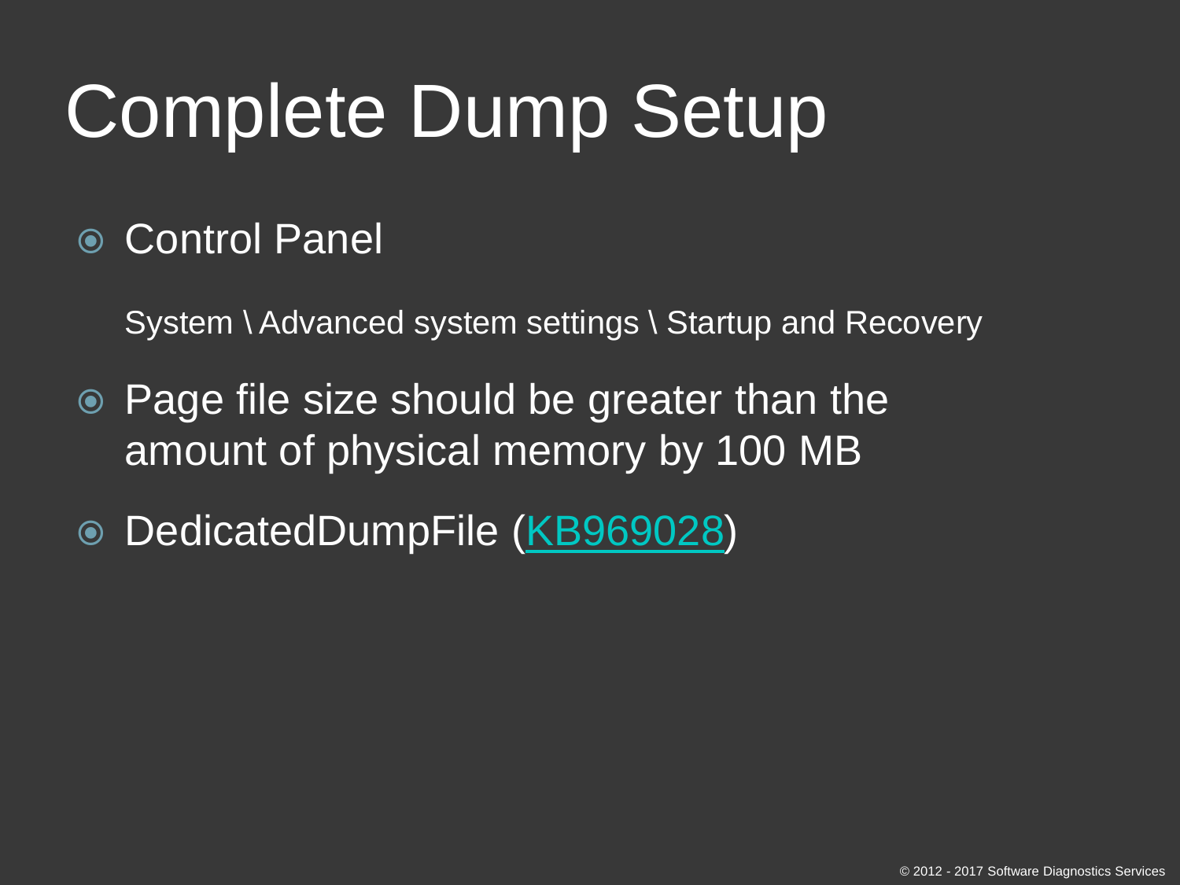# Complete Dump Setup

- Control Panel

  System \ Advanced system settings \ Startup and Recovery

- Page file size should be greater than the amount of physical memory by 100 MB
- DedicatedDumpFile (KB969028)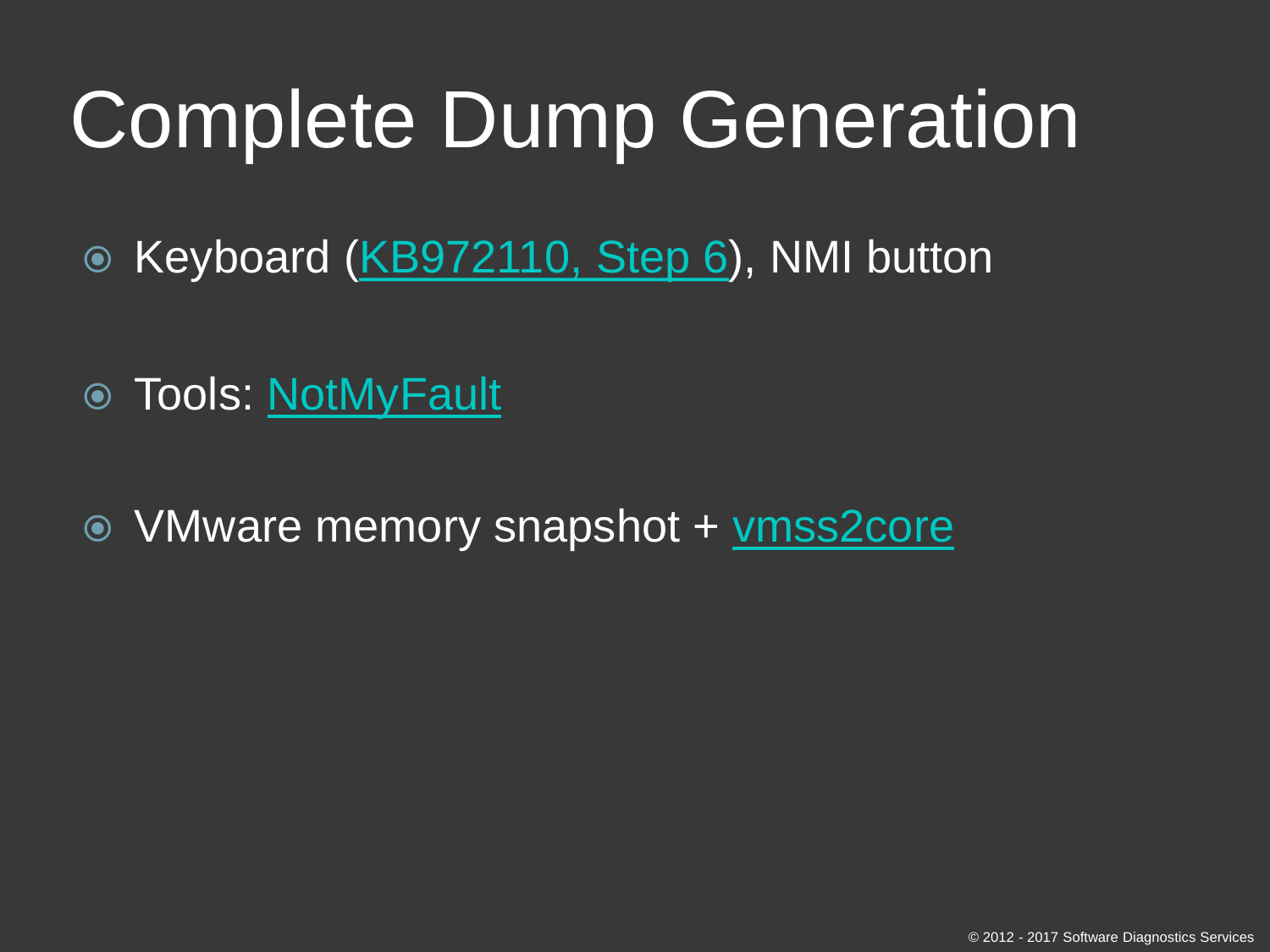# Complete Dump Generation

- Keyboard (KB972110, Step 6), NMI button
- Tools: NotMyFault
- VMware memory snapshot + vmss2core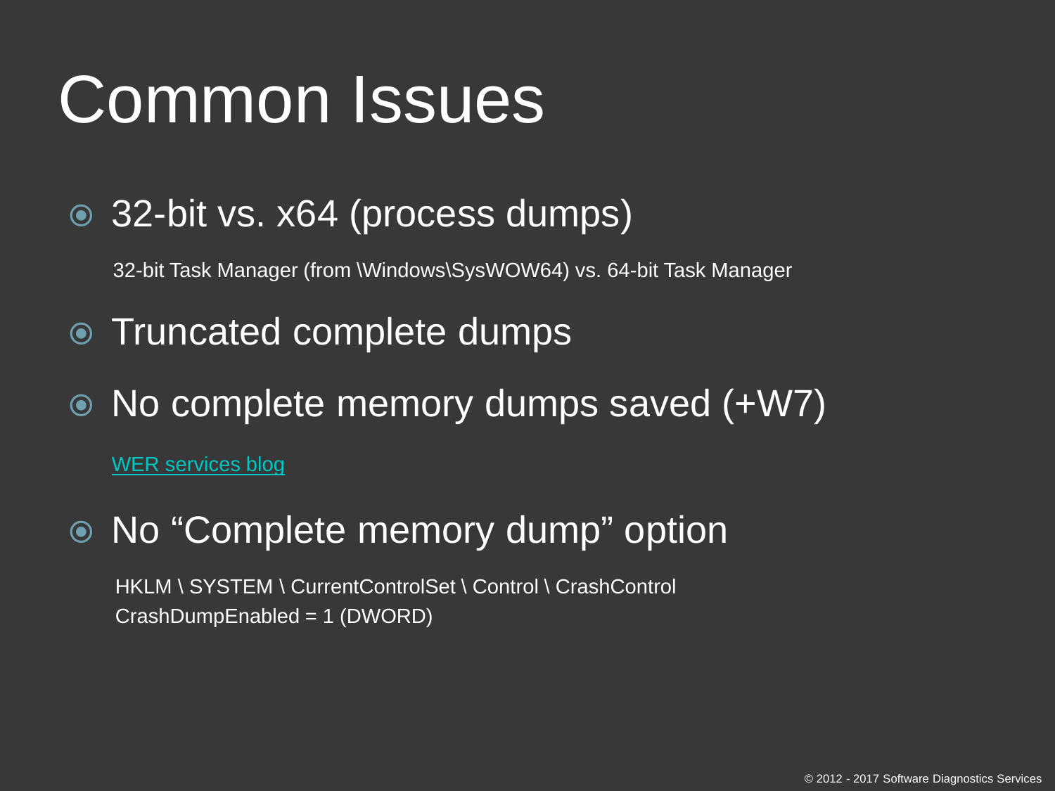# Common Issues

- 32-bit vs. x64 (process dumps)

  32-bit Task Manager (from \Windows\SysWOW64) vs. 64-bit Task Manager

- Truncated complete dumps

- No complete memory dumps saved (+W7)

  WER services blog

- No "Complete memory dump" option

  HKLM \ SYSTEM \ CurrentControlSet \ Control \ CrashControl
  CrashDumpEnabled = 1 (DWORD)

© 2012 - 2017 Software Diagnostics Services